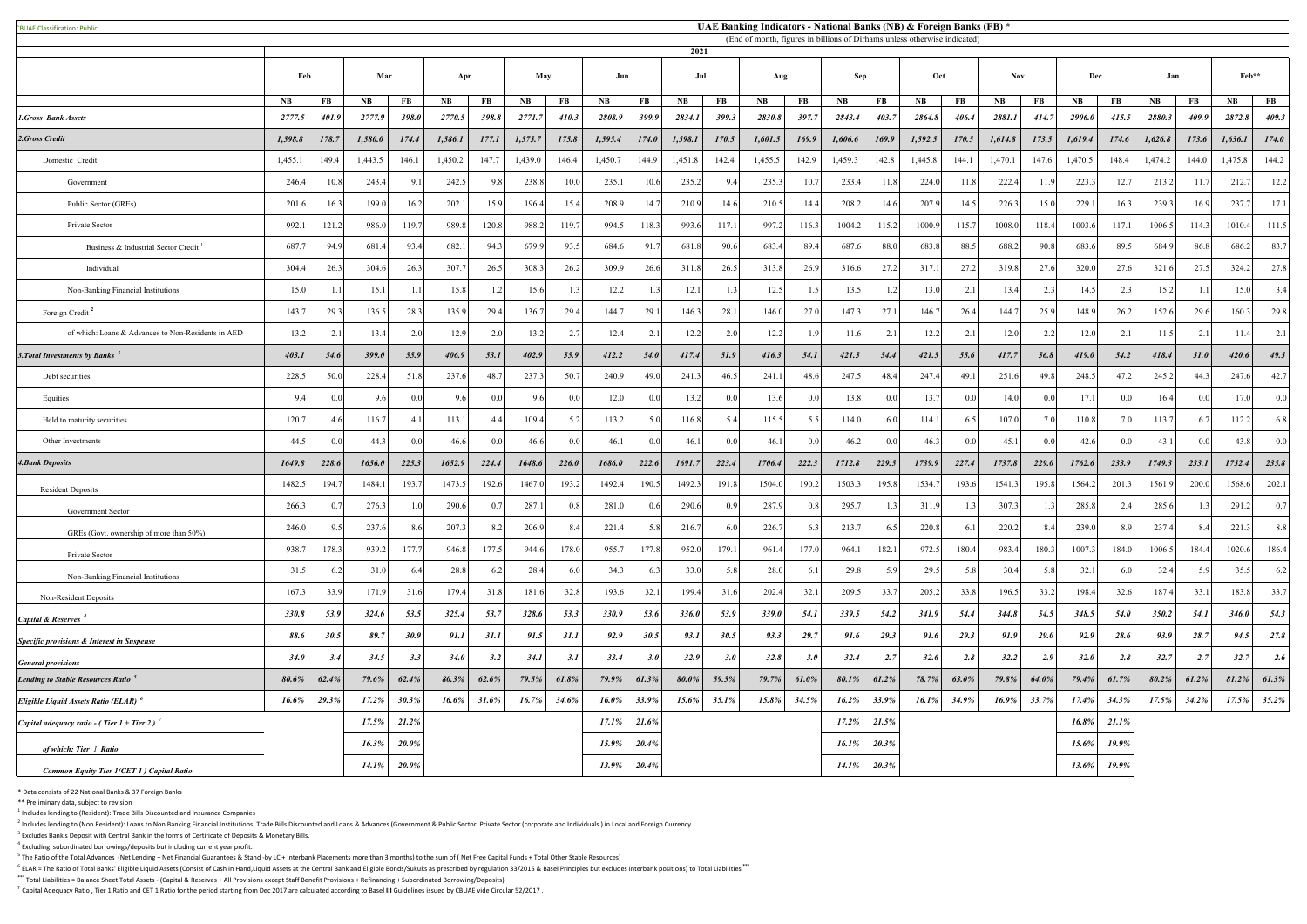CBUAE Classification: Public

# UAE Banking Indicators - National Banks (NB) & Foreign Banks (FB) *

(End of month, figures in billions of Dirhams unless otherwise indicated)

| | 2021 | | | | | | | | | | | | | | | | | | | | | | 2022 | | | |
|---|---|---|---|---|---|---|---|---|---|---|---|---|---|---|---|---|---|---|---|---|---|---|---|---|---|---|
| | Feb | | Mar | | Apr | | May | | Jun | | Jul | | Aug | | Sep | | Oct | | Nov | | Dec | | Jan | | Feb** | |
| | NB | FB | NB | FB | NB | FB | NB | FB | NB | FB | NB | FB | NB | FB | NB | FB | NB | FB | NB | FB | NB | FB | NB | FB | NB | FB |
| *1.Gross Bank Assets* | *2777.5* | *401.9* | *2777.9* | *398.0* | *2770.5* | *398.8* | *2771.7* | *410.3* | *2808.9* | *399.9* | *2834.1* | *399.3* | *2830.8* | *397.7* | *2843.4* | *403.7* | *2864.8* | *406.4* | *2881.1* | *414.7* | *2906.0* | *415.5* | *2880.3* | *409.9* | *2872.8* | *409.3* |
| *2.Gross Credit* | *1,598.8* | *178.7* | *1,580.0* | *174.4* | *1,586.1* | *177.1* | *1,575.7* | *175.8* | *1,595.4* | *174.0* | *1,598.1* | *170.5* | *1,601.5* | *169.9* | *1,606.6* | *169.9* | *1,592.5* | *170.5* | *1,614.8* | *173.5* | *1,619.4* | *174.6* | *1,626.8* | *173.6* | *1,636.1* | *174.0* |
| Domestic Credit | 1,455.1 | 149.4 | 1,443.5 | 146.1 | 1,450.2 | 147.7 | 1,439.0 | 146.4 | 1,450.7 | 144.9 | 1,451.8 | 142.4 | 1,455.5 | 142.9 | 1,459.3 | 142.8 | 1,445.8 | 144.1 | 1,470.1 | 147.6 | 1,470.5 | 148.4 | 1,474.2 | 144.0 | 1,475.8 | 144.2 |
| Government | 246.4 | 10.8 | 243.4 | 9.1 | 242.5 | 9.8 | 238.8 | 10.0 | 235.1 | 10.6 | 235.2 | 9.4 | 235.3 | 10.7 | 233.4 | 11.8 | 224.0 | 11.8 | 222.4 | 11.9 | 223.3 | 12.7 | 213.2 | 11.7 | 212.7 | 12.2 |
| Public Sector (GREs) | 201.6 | 16.3 | 199.0 | 16.2 | 202.1 | 15.9 | 196.4 | 15.4 | 208.9 | 14.7 | 210.9 | 14.6 | 210.5 | 14.4 | 208.2 | 14.6 | 207.9 | 14.5 | 226.3 | 15.0 | 229.1 | 16.3 | 239.3 | 16.9 | 237.7 | 17.1 |
| Private Sector | 992.1 | 121.2 | 986.0 | 119.7 | 989.8 | 120.8 | 988.2 | 119.7 | 994.5 | 118.3 | 993.6 | 117.1 | 997.2 | 116.3 | 1004.2 | 115.2 | 1000.9 | 115.7 | 1008.0 | 118.4 | 1003.6 | 117.1 | 1006.5 | 114.3 | 1010.4 | 111.5 |
| Business & Industrial Sector Credit [1] | 687.7 | 94.9 | 681.4 | 93.4 | 682.1 | 94.3 | 679.9 | 93.5 | 684.6 | 91.7 | 681.8 | 90.6 | 683.4 | 89.4 | 687.6 | 88.0 | 683.8 | 88.5 | 688.2 | 90.8 | 683.6 | 89.5 | 684.9 | 86.8 | 686.2 | 83.7 |
| Individual | 304.4 | 26.3 | 304.6 | 26.3 | 307.7 | 26.5 | 308.3 | 26.2 | 309.9 | 26.6 | 311.8 | 26.5 | 313.8 | 26.9 | 316.6 | 27.2 | 317.1 | 27.2 | 319.8 | 27.6 | 320.0 | 27.6 | 321.6 | 27.5 | 324.2 | 27.8 |
| Non-Banking Financial Institutions | 15.0 | 1.1 | 15.1 | 1.1 | 15.8 | 1.2 | 15.6 | 1.3 | 12.2 | 1.3 | 12.1 | 1.3 | 12.5 | 1.5 | 13.5 | 1.2 | 13.0 | 2.1 | 13.4 | 2.3 | 14.5 | 2.3 | 15.2 | 1.1 | 15.0 | 3.4 |
| Foreign Credit [2] | 143.7 | 29.3 | 136.5 | 28.3 | 135.9 | 29.4 | 136.7 | 29.4 | 144.7 | 29.1 | 146.3 | 28.1 | 146.0 | 27.0 | 147.3 | 27.1 | 146.7 | 26.4 | 144.7 | 25.9 | 148.9 | 26.2 | 152.6 | 29.6 | 160.3 | 29.8 |
| of which: Loans & Advances to Non-Residents in AED | 13.2 | 2.1 | 13.4 | 2.0 | 12.9 | 2.0 | 13.2 | 2.7 | 12.4 | 2.1 | 12.2 | 2.0 | 12.2 | 1.9 | 11.6 | 2.1 | 12.2 | 2.1 | 12.0 | 2.2 | 12.0 | 2.1 | 11.5 | 2.1 | 11.4 | 2.1 |
| *3.Total Investments by Banks [3]* | *403.1* | *54.6* | *399.0* | *55.9* | *406.9* | *53.1* | *402.9* | *55.9* | *412.2* | *54.0* | *417.4* | *51.9* | *416.3* | *54.1* | *421.5* | *54.4* | *421.5* | *55.6* | *417.7* | *56.8* | *419.0* | *54.2* | *418.4* | *51.0* | *420.6* | *49.5* |
| Debt securities | 228.5 | 50.0 | 228.4 | 51.8 | 237.6 | 48.7 | 237.3 | 50.7 | 240.9 | 49.0 | 241.3 | 46.5 | 241.1 | 48.6 | 247.5 | 48.4 | 247.4 | 49.1 | 251.6 | 49.8 | 248.5 | 47.2 | 245.2 | 44.3 | 247.6 | 42.7 |
| Equities | 9.4 | 0.0 | 9.6 | 0.0 | 9.6 | 0.0 | 9.6 | 0.0 | 12.0 | 0.0 | 13.2 | 0.0 | 13.6 | 0.0 | 13.8 | 0.0 | 13.7 | 0.0 | 14.0 | 0.0 | 17.1 | 0.0 | 16.4 | 0.0 | 17.0 | 0.0 |
| Held to maturity securities | 120.7 | 4.6 | 116.7 | 4.1 | 113.1 | 4.4 | 109.4 | 5.2 | 113.2 | 5.0 | 116.8 | 5.4 | 115.5 | 5.5 | 114.0 | 6.0 | 114.1 | 6.5 | 107.0 | 7.0 | 110.8 | 7.0 | 113.7 | 6.7 | 112.2 | 6.8 |
| Other Investments | 44.5 | 0.0 | 44.3 | 0.0 | 46.6 | 0.0 | 46.6 | 0.0 | 46.1 | 0.0 | 46.1 | 0.0 | 46.1 | 0.0 | 46.2 | 0.0 | 46.3 | 0.0 | 45.1 | 0.0 | 42.6 | 0.0 | 43.1 | 0.0 | 43.8 | 0.0 |
| *4.Bank Deposits* | *1649.8* | *228.6* | *1656.0* | *225.3* | *1652.9* | *224.4* | *1648.6* | *226.0* | *1686.0* | *222.6* | *1691.7* | *223.4* | *1706.4* | *222.3* | *1712.8* | *229.5* | *1739.9* | *227.4* | *1737.8* | *229.0* | *1762.6* | *233.9* | *1749.3* | *233.1* | *1752.4* | *235.8* |
| Resident Deposits | 1482.5 | 194.7 | 1484.1 | 193.7 | 1473.5 | 192.6 | 1467.0 | 193.2 | 1492.4 | 190.5 | 1492.3 | 191.8 | 1504.0 | 190.2 | 1503.3 | 195.8 | 1534.7 | 193.6 | 1541.3 | 195.8 | 1564.2 | 201.3 | 1561.9 | 200.0 | 1568.6 | 202.1 |
| Government Sector | 266.3 | 0.7 | 276.3 | 1.0 | 290.6 | 0.7 | 287.1 | 0.8 | 281.0 | 0.6 | 290.6 | 0.9 | 287.9 | 0.8 | 295.7 | 1.3 | 311.9 | 1.3 | 307.3 | 1.3 | 285.8 | 2.4 | 285.6 | 1.3 | 291.2 | 0.7 |
| GREs (Govt. ownership of more than 50%) | 246.0 | 9.5 | 237.6 | 8.6 | 207.3 | 8.2 | 206.9 | 8.4 | 221.4 | 5.8 | 216.7 | 6.0 | 226.7 | 6.3 | 213.7 | 6.5 | 220.8 | 6.1 | 220.2 | 8.4 | 239.0 | 8.9 | 237.4 | 8.4 | 221.3 | 8.8 |
| Private Sector | 938.7 | 178.3 | 939.2 | 177.7 | 946.8 | 177.5 | 944.6 | 178.0 | 955.7 | 177.8 | 952.0 | 179.1 | 961.4 | 177.0 | 964.1 | 182.1 | 972.5 | 180.4 | 983.4 | 180.3 | 1007.3 | 184.0 | 1006.5 | 184.4 | 1020.6 | 186.4 |
| Non-Banking Financial Institutions | 31.5 | 6.2 | 31.0 | 6.4 | 28.8 | 6.2 | 28.4 | 6.0 | 34.3 | 6.3 | 33.0 | 5.8 | 28.0 | 6.1 | 29.8 | 5.9 | 29.5 | 5.8 | 30.4 | 5.8 | 32.1 | 6.0 | 32.4 | 5.9 | 35.5 | 6.2 |
| Non-Resident Deposits | 167.3 | 33.9 | 171.9 | 31.6 | 179.4 | 31.8 | 181.6 | 32.8 | 193.6 | 32.1 | 199.4 | 31.6 | 202.4 | 32.1 | 209.5 | 33.7 | 205.2 | 33.8 | 196.5 | 33.2 | 198.4 | 32.6 | 187.4 | 33.1 | 183.8 | 33.7 |
| *Capital & Reserves [4]* | *330.8* | *53.9* | *324.6* | *53.5* | *325.4* | *53.7* | *328.6* | *53.3* | *330.9* | *53.6* | *336.0* | *53.9* | *339.0* | *54.1* | *339.5* | *54.2* | *341.9* | *54.4* | *344.8* | *54.5* | *348.5* | *54.0* | *350.2* | *54.1* | *346.0* | *54.3* |
| *Specific provisions & Interest in Suspense* | *88.6* | *30.5* | *89.7* | *30.9* | *91.1* | *31.1* | *91.5* | *31.1* | *92.9* | *30.5* | *93.1* | *30.5* | *93.3* | *29.7* | *91.6* | *29.3* | *91.6* | *29.3* | *91.9* | *29.0* | *92.9* | *28.6* | *93.9* | *28.7* | *94.5* | *27.8* |
| *General provisions* | *34.0* | *3.4* | *34.5* | *3.3* | *34.0* | *3.2* | *34.1* | *3.1* | *33.4* | *3.0* | *32.9* | *3.0* | *32.8* | *3.0* | *32.4* | *2.7* | *32.6* | *2.8* | *32.2* | *2.9* | *32.0* | *2.8* | *32.7* | *2.7* | *32.7* | *2.6* |
| *Lending to Stable Resources Ratio [5]* | *80.6%* | *62.4%* | *79.6%* | *62.4%* | *80.3%* | *62.6%* | *79.5%* | *61.8%* | *79.9%* | *61.3%* | *80.0%* | *59.5%* | *79.7%* | *61.0%* | *80.1%* | *61.2%* | *78.7%* | *63.0%* | *79.8%* | *64.0%* | *79.4%* | *61.7%* | *80.2%* | *61.2%* | *81.2%* | *61.3%* |
| *Eligible Liquid Assets Ratio (ELAR) [6]* | *16.6%* | *29.3%* | *17.2%* | *30.3%* | *16.6%* | *31.6%* | *16.7%* | *34.6%* | *16.0%* | *33.9%* | *15.6%* | *35.1%* | *15.8%* | *34.5%* | *16.2%* | *33.9%* | *16.1%* | *34.9%* | *16.9%* | *33.7%* | *17.4%* | *34.3%* | *17.5%* | *34.2%* | *17.5%* | *35.2%* |
| *Capital adequacy ratio - ( Tier 1 + Tier 2 ) [7]* | | | *17.5%* | *21.2%* | | | | | *17.1%* | *21.6%* | | | | | *17.2%* | *21.5%* | | | | | *16.8%* | *21.1%* | | | | |
| *of which: Tier 1 Ratio* | | | *16.3%* | *20.0%* | | | | | *15.9%* | *20.4%* | | | | | *16.1%* | *20.3%* | | | | | *15.6%* | *19.9%* | | | | |
| *Common Equity Tier 1(CET 1 ) Capital Ratio* | | | *14.1%* | *20.0%* | | | | | *13.9%* | *20.4%* | | | | | *14.1%* | *20.3%* | | | | | *13.6%* | *19.9%* | | | | |

\* Data consists of 22 National Banks & 37 Foreign Banks

\*\* Preliminary data, subject to revision

[1] Includes lending to (Resident): Trade Bills Discounted and Insurance Companies

[2] Includes lending to (Non Resident): Loans to Non Banking Financial Institutions, Trade Bills Discounted and Loans & Advances (Government & Public Sector, Private Sector (corporate and Individuals ) in Local and Foreign Currency

[3] Excludes Bank's Deposit with Central Bank in the forms of Certificate of Deposits & Monetary Bills.

[4] Excluding subordinated borrowings/deposits but including current year profit.

[5] The Ratio of the Total Advances (Net Lending + Net Financial Guarantees & Stand -by LC + Interbank Placements more than 3 months) to the sum of ( Net Free Capital Funds + Total Other Stable Resources)

[6] ELAR = The Ratio of Total Banks' Eligible Liquid Assets (Consist of Cash in Hand,Liquid Assets at the Central Bank and Eligible Bonds/Sukuks as prescribed by regulation 33/2015 & Basel Principles but excludes interbank positions) to Total Liabilities \*\*\*

\*\*\* Total Liabilities = Balance Sheet Total Assets - (Capital & Reserves + All Provisions except Staff Benefit Provisions + Refinancing + Subordinated Borrowing/Deposits)

[7] Capital Adequacy Ratio , Tier 1 Ratio and CET 1 Ratio for the period starting from Dec 2017 are calculated according to Basel III Guidelines issued by CBUAE vide Circular 52/2017 .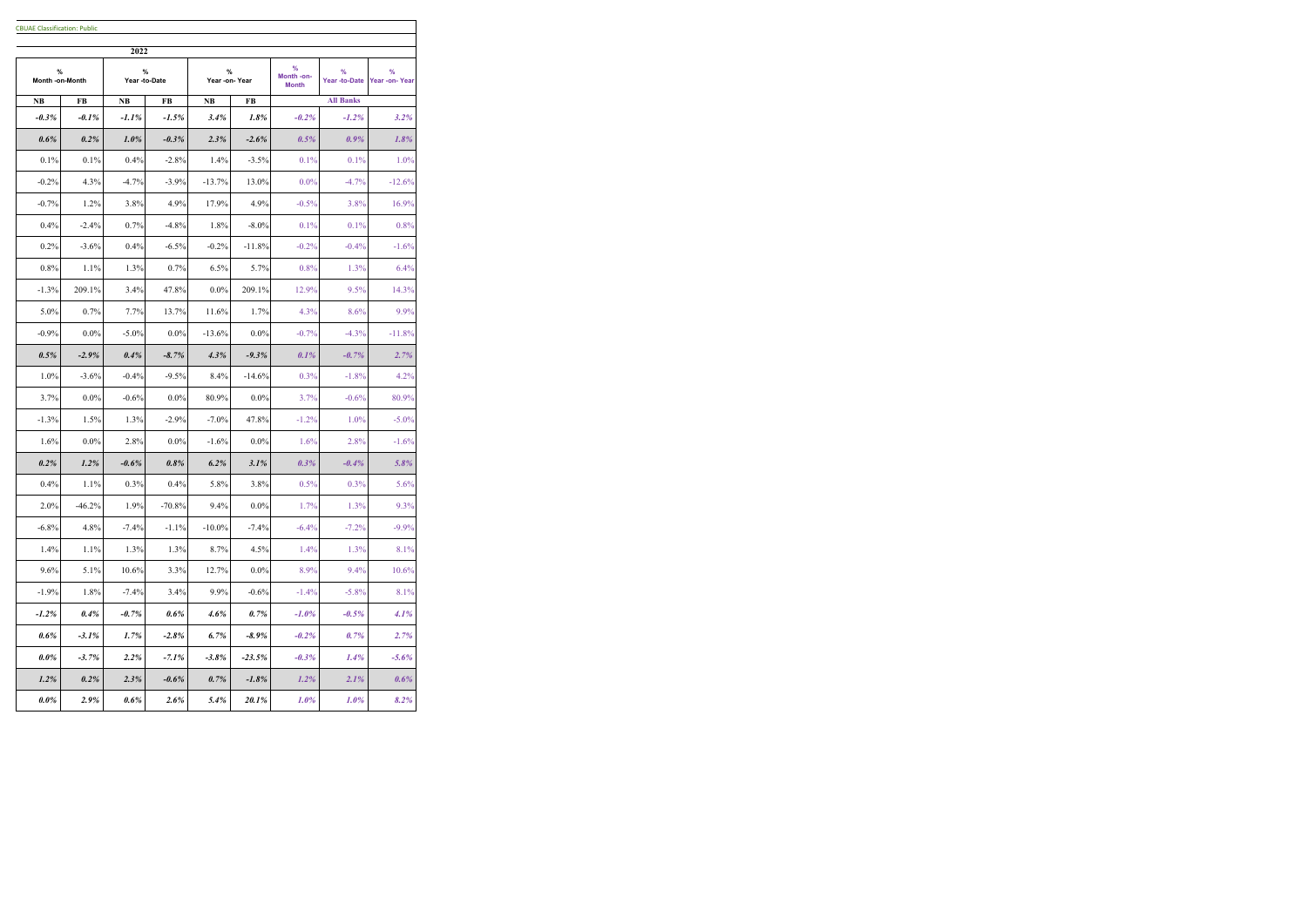CBUAE Classification: Public

| 2022 | | | | | | | | |
|---|---|---|---|---|---|---|---|---|
| % Month -on-Month | | % Year -to-Date | | % Year -on- Year | | % Month -on-Month | % Year -to-Date | % Year -on- Year |
| NB | FB | NB | FB | NB | FB | All Banks | | |
| *-0.3%* | *-0.1%* | *-1.1%* | *-1.5%* | *3.4%* | *1.8%* | *-0.2%* | *-1.2%* | *3.2%* |
| *0.6%* | *0.2%* | *1.0%* | *-0.3%* | *2.3%* | *-2.6%* | *0.5%* | *0.9%* | *1.8%* |
| 0.1% | 0.1% | 0.4% | -2.8% | 1.4% | -3.5% | 0.1% | 0.1% | 1.0% |
| -0.2% | 4.3% | -4.7% | -3.9% | -13.7% | 13.0% | 0.0% | -4.7% | -12.6% |
| -0.7% | 1.2% | 3.8% | 4.9% | 17.9% | 4.9% | -0.5% | 3.8% | 16.9% |
| 0.4% | -2.4% | 0.7% | -4.8% | 1.8% | -8.0% | 0.1% | 0.1% | 0.8% |
| 0.2% | -3.6% | 0.4% | -6.5% | -0.2% | -11.8% | -0.2% | -0.4% | -1.6% |
| 0.8% | 1.1% | 1.3% | 0.7% | 6.5% | 5.7% | 0.8% | 1.3% | 6.4% |
| -1.3% | 209.1% | 3.4% | 47.8% | 0.0% | 209.1% | 12.9% | 9.5% | 14.3% |
| 5.0% | 0.7% | 7.7% | 13.7% | 11.6% | 1.7% | 4.3% | 8.6% | 9.9% |
| -0.9% | 0.0% | -5.0% | 0.0% | -13.6% | 0.0% | -0.7% | -4.3% | -11.8% |
| *0.5%* | *-2.9%* | *0.4%* | *-8.7%* | *4.3%* | *-9.3%* | *0.1%* | *-0.7%* | *2.7%* |
| 1.0% | -3.6% | -0.4% | -9.5% | 8.4% | -14.6% | 0.3% | -1.8% | 4.2% |
| 3.7% | 0.0% | -0.6% | 0.0% | 80.9% | 0.0% | 3.7% | -0.6% | 80.9% |
| -1.3% | 1.5% | 1.3% | -2.9% | -7.0% | 47.8% | -1.2% | 1.0% | -5.0% |
| 1.6% | 0.0% | 2.8% | 0.0% | -1.6% | 0.0% | 1.6% | 2.8% | -1.6% |
| *0.2%* | *1.2%* | *-0.6%* | *0.8%* | *6.2%* | *3.1%* | *0.3%* | *-0.4%* | *5.8%* |
| 0.4% | 1.1% | 0.3% | 0.4% | 5.8% | 3.8% | 0.5% | 0.3% | 5.6% |
| 2.0% | -46.2% | 1.9% | -70.8% | 9.4% | 0.0% | 1.7% | 1.3% | 9.3% |
| -6.8% | 4.8% | -7.4% | -1.1% | -10.0% | -7.4% | -6.4% | -7.2% | -9.9% |
| 1.4% | 1.1% | 1.3% | 1.3% | 8.7% | 4.5% | 1.4% | 1.3% | 8.1% |
| 9.6% | 5.1% | 10.6% | 3.3% | 12.7% | 0.0% | 8.9% | 9.4% | 10.6% |
| -1.9% | 1.8% | -7.4% | 3.4% | 9.9% | -0.6% | -1.4% | -5.8% | 8.1% |
| *-1.2%* | *0.4%* | *-0.7%* | *0.6%* | *4.6%* | *0.7%* | *-1.0%* | *-0.5%* | *4.1%* |
| *0.6%* | *-3.1%* | *1.7%* | *-2.8%* | *6.7%* | *-8.9%* | *-0.2%* | *0.7%* | *2.7%* |
| *0.0%* | *-3.7%* | *2.2%* | *-7.1%* | *-3.8%* | *-23.5%* | *-0.3%* | *1.4%* | *-5.6%* |
| *1.2%* | *0.2%* | *2.3%* | *-0.6%* | *0.7%* | *-1.8%* | *1.2%* | *2.1%* | *0.6%* |
| *0.0%* | *2.9%* | *0.6%* | *2.6%* | *5.4%* | *20.1%* | *1.0%* | *1.0%* | *8.2%* |